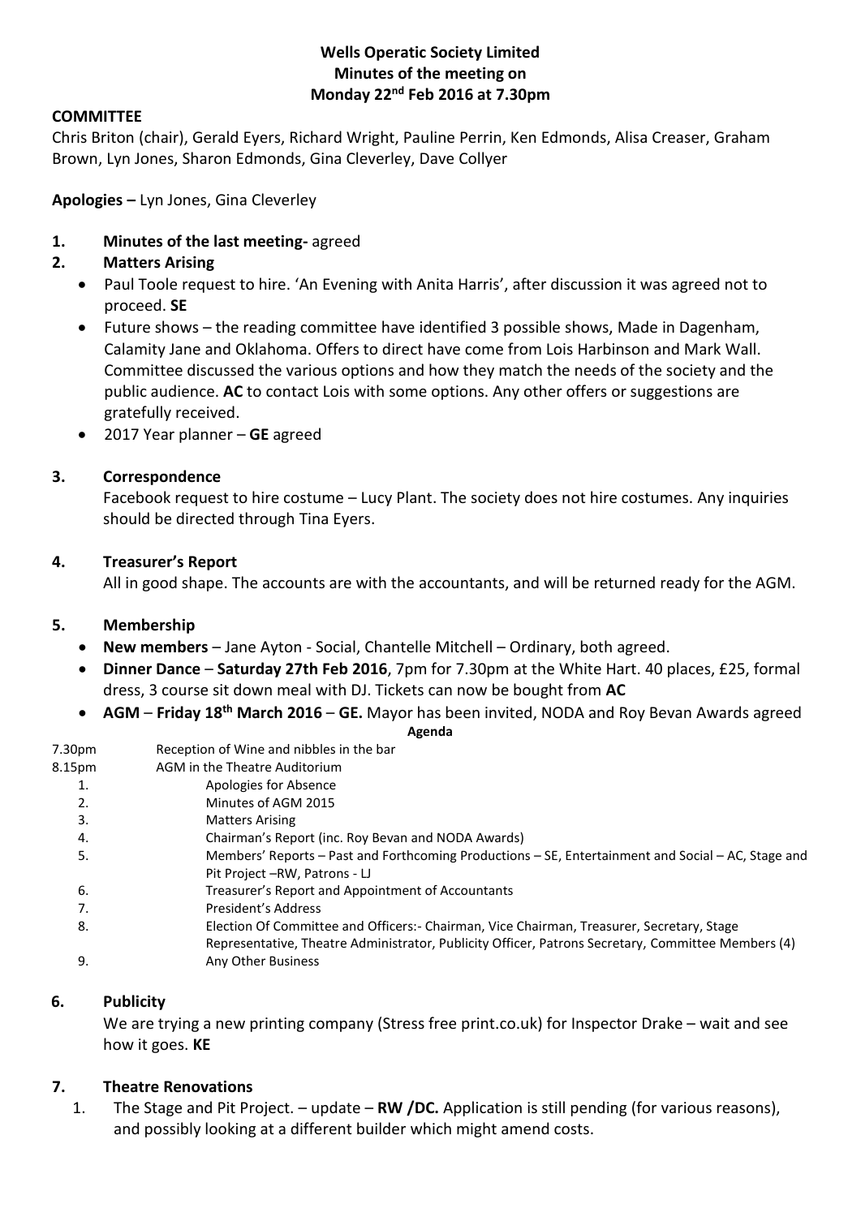**Wells Operatic Society Limited**
**Minutes of the meeting on**
**Monday 22nd Feb 2016 at 7.30pm**

**COMMITTEE**

Chris Briton (chair), Gerald Eyers, Richard Wright, Pauline Perrin, Ken Edmonds, Alisa Creaser, Graham Brown, Lyn Jones, Sharon Edmonds, Gina Cleverley, Dave Collyer

**Apologies –** Lyn Jones, Gina Cleverley

1. **Minutes of the last meeting-** agreed
2. **Matters Arising**
   - Paul Toole request to hire. 'An Evening with Anita Harris', after discussion it was agreed not to proceed. **SE**
   - Future shows – the reading committee have identified 3 possible shows, Made in Dagenham, Calamity Jane and Oklahoma. Offers to direct have come from Lois Harbinson and Mark Wall. Committee discussed the various options and how they match the needs of the society and the public audience. **AC** to contact Lois with some options. Any other offers or suggestions are gratefully received.
   - 2017 Year planner – **GE** agreed

3. **Correspondence**

   Facebook request to hire costume – Lucy Plant. The society does not hire costumes. Any inquiries should be directed through Tina Eyers.

4. **Treasurer's Report**

   All in good shape. The accounts are with the accountants, and will be returned ready for the AGM.

5. **Membership**
   - **New members** – Jane Ayton - Social, Chantelle Mitchell – Ordinary, both agreed.
   - **Dinner Dance** – **Saturday 27th Feb 2016**, 7pm for 7.30pm at the White Hart. 40 places, £25, formal dress, 3 course sit down meal with DJ. Tickets can now be bought from **AC**
   - **AGM** – **Friday 18th March 2016** – **GE.** Mayor has been invited, NODA and Roy Bevan Awards agreed

**Agenda**

7.30pm Reception of Wine and nibbles in the bar

8.15pm AGM in the Theatre Auditorium

1. Apologies for Absence
2. Minutes of AGM 2015
3. Matters Arising
4. Chairman's Report (inc. Roy Bevan and NODA Awards)
5. Members' Reports – Past and Forthcoming Productions – SE, Entertainment and Social – AC, Stage and Pit Project –RW, Patrons - LJ
6. Treasurer's Report and Appointment of Accountants
7. President's Address
8. Election Of Committee and Officers:- Chairman, Vice Chairman, Treasurer, Secretary, Stage Representative, Theatre Administrator, Publicity Officer, Patrons Secretary, Committee Members (4)
9. Any Other Business

6. **Publicity**

   We are trying a new printing company (Stress free print.co.uk) for Inspector Drake – wait and see how it goes. **KE**

7. **Theatre Renovations**
   1. The Stage and Pit Project. – update – **RW /DC.** Application is still pending (for various reasons), and possibly looking at a different builder which might amend costs.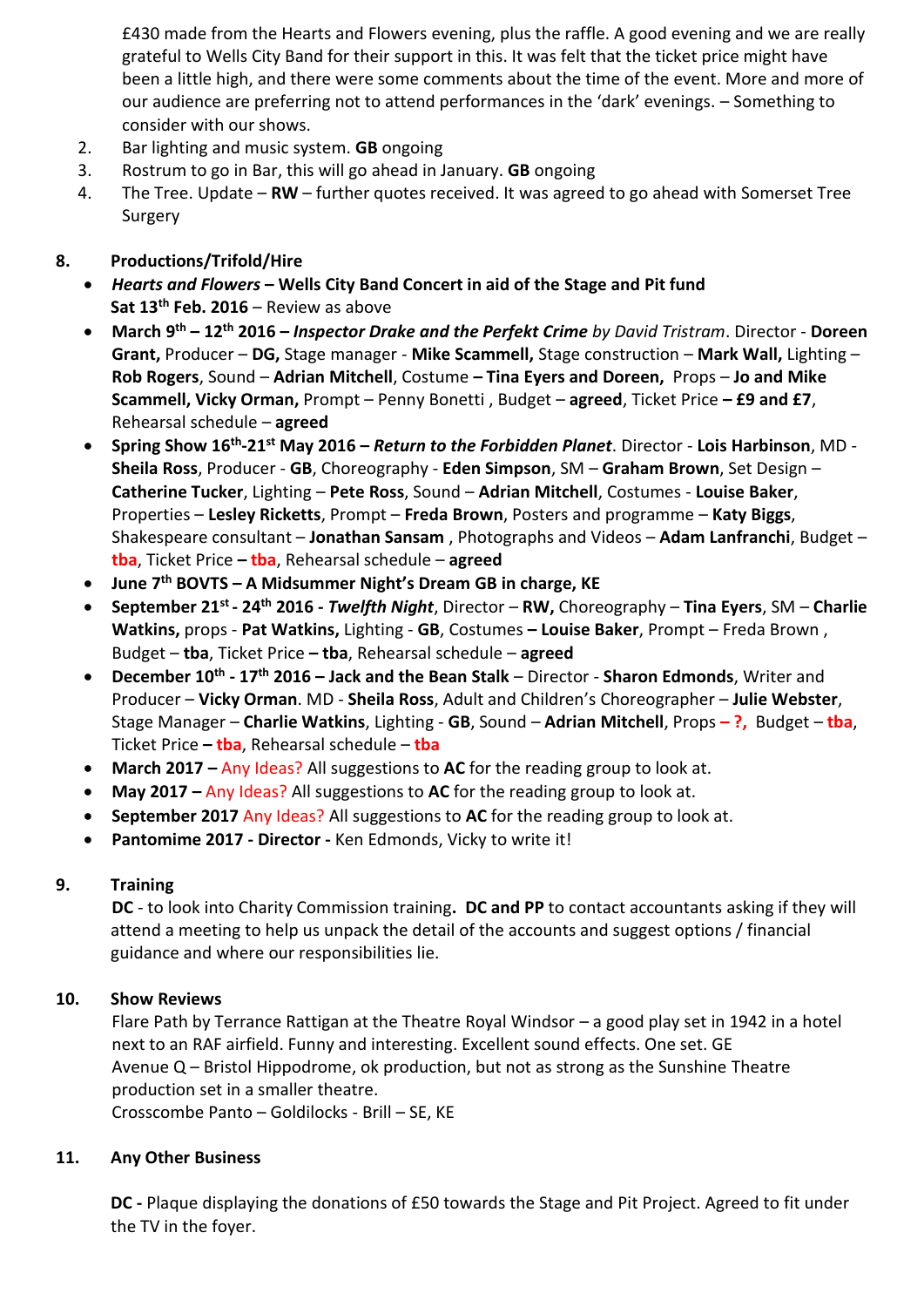£430 made from the Hearts and Flowers evening, plus the raffle. A good evening and we are really grateful to Wells City Band for their support in this. It was felt that the ticket price might have been a little high, and there were some comments about the time of the event. More and more of our audience are preferring not to attend performances in the 'dark' evenings. – Something to consider with our shows.

2. Bar lighting and music system. **GB** ongoing
3. Rostrum to go in Bar, this will go ahead in January. **GB** ongoing
4. The Tree. Update – **RW** – further quotes received. It was agreed to go ahead with Somerset Tree Surgery

**8. Productions/Trifold/Hire**

- ***Hearts and Flowers* – Wells City Band Concert in aid of the Stage and Pit fund Sat 13th Feb. 2016** – Review as above
- **March 9th – 12th 2016 – *Inspector Drake and the Perfekt Crime*** *by David Tristram*. Director - **Doreen Grant,** Producer – **DG,** Stage manager - **Mike Scammell,** Stage construction – **Mark Wall,** Lighting – **Rob Rogers**, Sound – **Adrian Mitchell**, Costume **– Tina Eyers and Doreen,** Props – **Jo and Mike Scammell, Vicky Orman,** Prompt – Penny Bonetti , Budget – **agreed**, Ticket Price **– £9 and £7**, Rehearsal schedule – **agreed**
- **Spring Show 16th-21st May 2016 – *Return to the Forbidden Planet***. Director - **Lois Harbinson**, MD - **Sheila Ross**, Producer - **GB**, Choreography - **Eden Simpson**, SM – **Graham Brown**, Set Design – **Catherine Tucker**, Lighting – **Pete Ross**, Sound – **Adrian Mitchell**, Costumes - **Louise Baker**, Properties – **Lesley Ricketts**, Prompt – **Freda Brown**, Posters and programme – **Katy Biggs**, Shakespeare consultant – **Jonathan Sansam** , Photographs and Videos – **Adam Lanfranchi**, Budget – **tba**, Ticket Price **– tba**, Rehearsal schedule – **agreed**
- **June 7th BOVTS – A Midsummer Night's Dream GB in charge, KE**
- **September 21st - 24th 2016 - *Twelfth Night***, Director – **RW,** Choreography – **Tina Eyers**, SM – **Charlie Watkins,** props - **Pat Watkins,** Lighting - **GB**, Costumes **– Louise Baker**, Prompt – Freda Brown , Budget – **tba**, Ticket Price **– tba**, Rehearsal schedule – **agreed**
- **December 10th - 17th 2016 – Jack and the Bean Stalk** – Director - **Sharon Edmonds**, Writer and Producer – **Vicky Orman**. MD - **Sheila Ross**, Adult and Children's Choreographer – **Julie Webster**, Stage Manager – **Charlie Watkins**, Lighting - **GB**, Sound – **Adrian Mitchell**, Props **– ?,** Budget – **tba**, Ticket Price **– tba**, Rehearsal schedule – **tba**
- **March 2017 –** Any Ideas? All suggestions to **AC** for the reading group to look at.
- **May 2017 –** Any Ideas? All suggestions to **AC** for the reading group to look at.
- **September 2017** Any Ideas? All suggestions to **AC** for the reading group to look at.
- **Pantomime 2017 - Director -** Ken Edmonds, Vicky to write it!

**9. Training**

**DC** - to look into Charity Commission training**. DC and PP** to contact accountants asking if they will attend a meeting to help us unpack the detail of the accounts and suggest options / financial guidance and where our responsibilities lie.

**10. Show Reviews**

Flare Path by Terrance Rattigan at the Theatre Royal Windsor – a good play set in 1942 in a hotel next to an RAF airfield. Funny and interesting. Excellent sound effects. One set. GE
Avenue Q – Bristol Hippodrome, ok production, but not as strong as the Sunshine Theatre production set in a smaller theatre.
Crosscombe Panto – Goldilocks - Brill – SE, KE

**11. Any Other Business**

**DC -** Plaque displaying the donations of £50 towards the Stage and Pit Project. Agreed to fit under the TV in the foyer.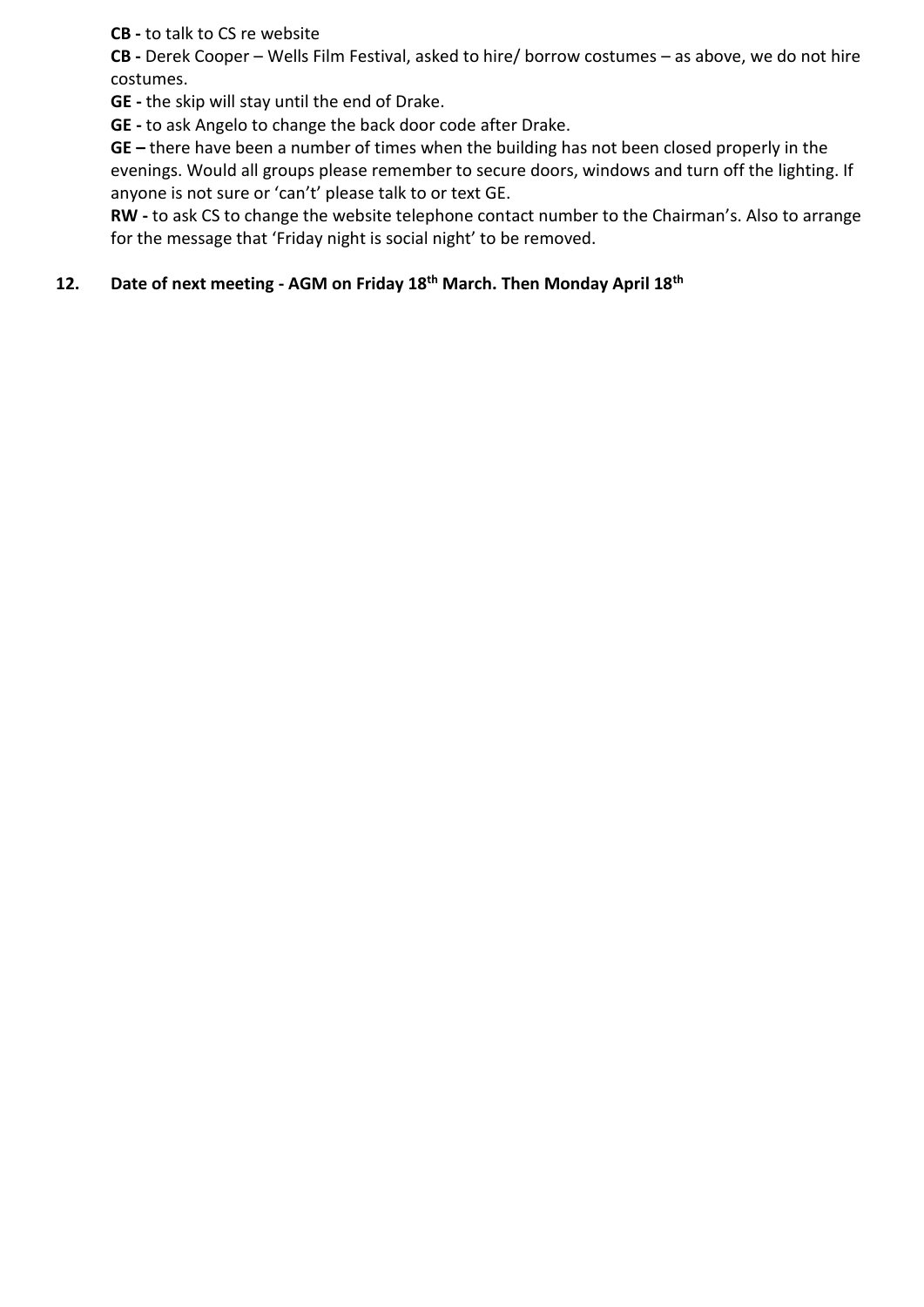**CB -** to talk to CS re website

**CB -** Derek Cooper – Wells Film Festival, asked to hire/ borrow costumes – as above, we do not hire costumes.

**GE -** the skip will stay until the end of Drake.

**GE -** to ask Angelo to change the back door code after Drake.

**GE –** there have been a number of times when the building has not been closed properly in the evenings. Would all groups please remember to secure doors, windows and turn off the lighting. If anyone is not sure or 'can't' please talk to or text GE.

**RW -** to ask CS to change the website telephone contact number to the Chairman's. Also to arrange for the message that 'Friday night is social night' to be removed.

**12. Date of next meeting - AGM on Friday 18th March. Then Monday April 18th**